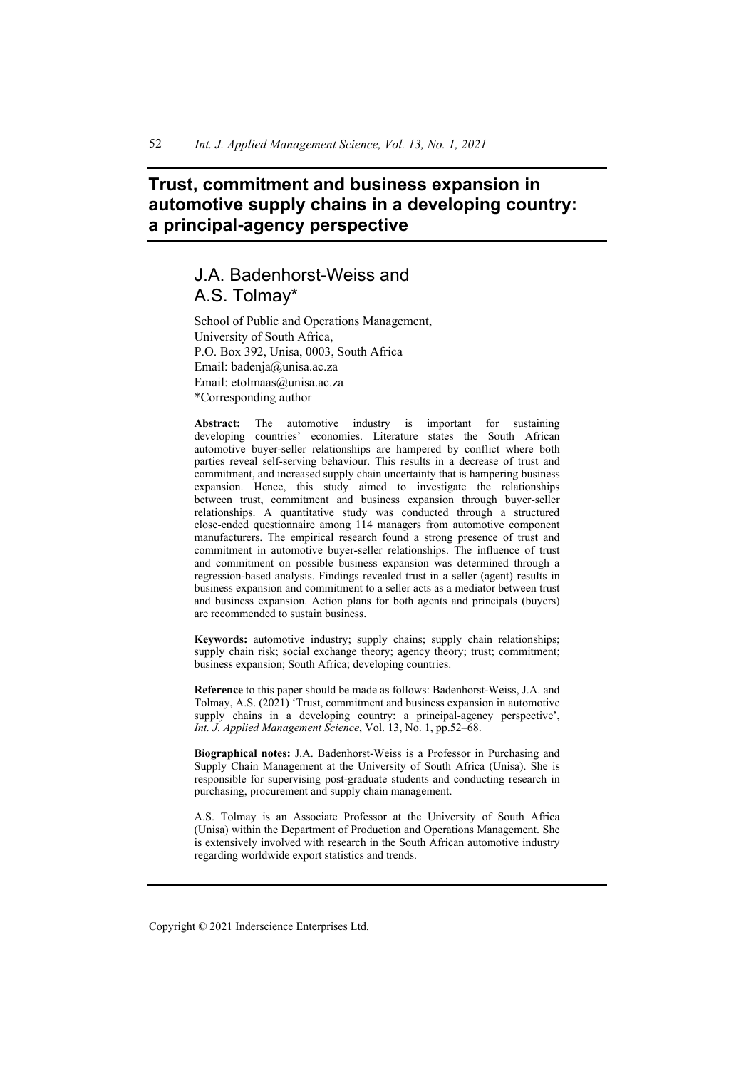# Trust, commitment and business expansion in automotive supply chains in a developing country: a principal-agency perspective

## J.A. Badenhorst-Weiss and A.S. Tolmay*

School of Public and Operations Management,
University of South Africa,
P.O. Box 392, Unisa, 0003, South Africa
Email: badenja@unisa.ac.za
Email: etolmaas@unisa.ac.za
*Corresponding author

**Abstract:** The automotive industry is important for sustaining developing countries' economies. Literature states the South African automotive buyer-seller relationships are hampered by conflict where both parties reveal self-serving behaviour. This results in a decrease of trust and commitment, and increased supply chain uncertainty that is hampering business expansion. Hence, this study aimed to investigate the relationships between trust, commitment and business expansion through buyer-seller relationships. A quantitative study was conducted through a structured close-ended questionnaire among 114 managers from automotive component manufacturers. The empirical research found a strong presence of trust and commitment in automotive buyer-seller relationships. The influence of trust and commitment on possible business expansion was determined through a regression-based analysis. Findings revealed trust in a seller (agent) results in business expansion and commitment to a seller acts as a mediator between trust and business expansion. Action plans for both agents and principals (buyers) are recommended to sustain business.

**Keywords:** automotive industry; supply chains; supply chain relationships; supply chain risk; social exchange theory; agency theory; trust; commitment; business expansion; South Africa; developing countries.

**Reference** to this paper should be made as follows: Badenhorst-Weiss, J.A. and Tolmay, A.S. (2021) 'Trust, commitment and business expansion in automotive supply chains in a developing country: a principal-agency perspective', *Int. J. Applied Management Science*, Vol. 13, No. 1, pp.52–68.

**Biographical notes:** J.A. Badenhorst-Weiss is a Professor in Purchasing and Supply Chain Management at the University of South Africa (Unisa). She is responsible for supervising post-graduate students and conducting research in purchasing, procurement and supply chain management.

A.S. Tolmay is an Associate Professor at the University of South Africa (Unisa) within the Department of Production and Operations Management. She is extensively involved with research in the South African automotive industry regarding worldwide export statistics and trends.

Copyright © 2021 Inderscience Enterprises Ltd.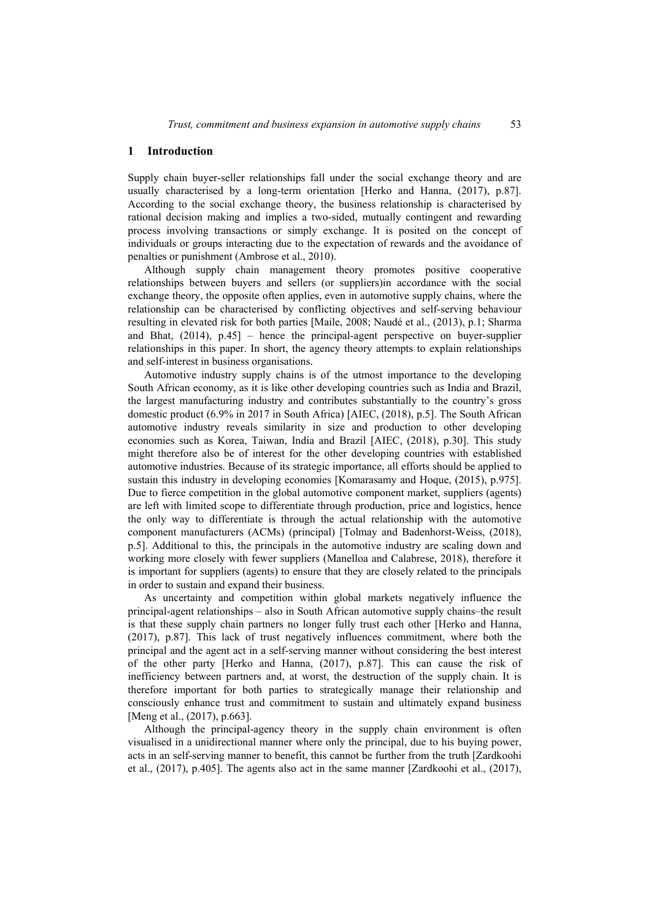## 1 Introduction

Supply chain buyer-seller relationships fall under the social exchange theory and are usually characterised by a long-term orientation [Herko and Hanna, (2017), p.87]. According to the social exchange theory, the business relationship is characterised by rational decision making and implies a two-sided, mutually contingent and rewarding process involving transactions or simply exchange. It is posited on the concept of individuals or groups interacting due to the expectation of rewards and the avoidance of penalties or punishment (Ambrose et al., 2010).

Although supply chain management theory promotes positive cooperative relationships between buyers and sellers (or suppliers)in accordance with the social exchange theory, the opposite often applies, even in automotive supply chains, where the relationship can be characterised by conflicting objectives and self-serving behaviour resulting in elevated risk for both parties [Maile, 2008; Naudé et al., (2013), p.1; Sharma and Bhat, (2014), p.45] – hence the principal-agent perspective on buyer-supplier relationships in this paper. In short, the agency theory attempts to explain relationships and self-interest in business organisations.

Automotive industry supply chains is of the utmost importance to the developing South African economy, as it is like other developing countries such as India and Brazil, the largest manufacturing industry and contributes substantially to the country's gross domestic product (6.9% in 2017 in South Africa) [AIEC, (2018), p.5]. The South African automotive industry reveals similarity in size and production to other developing economies such as Korea, Taiwan, India and Brazil [AIEC, (2018), p.30]. This study might therefore also be of interest for the other developing countries with established automotive industries. Because of its strategic importance, all efforts should be applied to sustain this industry in developing economies [Komarasamy and Hoque, (2015), p.975]. Due to fierce competition in the global automotive component market, suppliers (agents) are left with limited scope to differentiate through production, price and logistics, hence the only way to differentiate is through the actual relationship with the automotive component manufacturers (ACMs) (principal) [Tolmay and Badenhorst-Weiss, (2018), p.5]. Additional to this, the principals in the automotive industry are scaling down and working more closely with fewer suppliers (Manelloa and Calabrese, 2018), therefore it is important for suppliers (agents) to ensure that they are closely related to the principals in order to sustain and expand their business.

As uncertainty and competition within global markets negatively influence the principal-agent relationships – also in South African automotive supply chains–the result is that these supply chain partners no longer fully trust each other [Herko and Hanna, (2017), p.87]. This lack of trust negatively influences commitment, where both the principal and the agent act in a self-serving manner without considering the best interest of the other party [Herko and Hanna, (2017), p.87]. This can cause the risk of inefficiency between partners and, at worst, the destruction of the supply chain. It is therefore important for both parties to strategically manage their relationship and consciously enhance trust and commitment to sustain and ultimately expand business [Meng et al., (2017), p.663].

Although the principal-agency theory in the supply chain environment is often visualised in a unidirectional manner where only the principal, due to his buying power, acts in an self-serving manner to benefit, this cannot be further from the truth [Zardkoohi et al., (2017), p.405]. The agents also act in the same manner [Zardkoohi et al., (2017),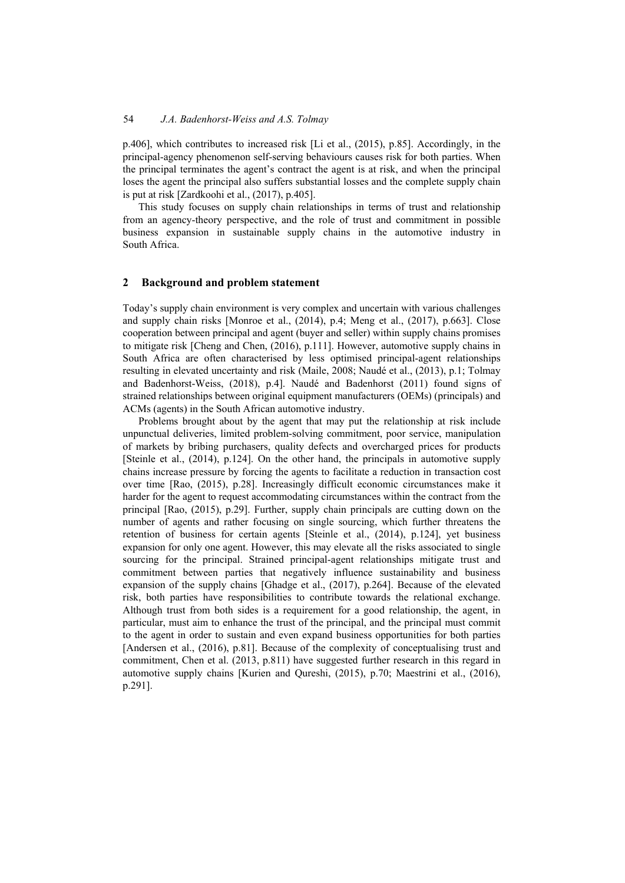p.406], which contributes to increased risk [Li et al., (2015), p.85]. Accordingly, in the principal-agency phenomenon self-serving behaviours causes risk for both parties. When the principal terminates the agent's contract the agent is at risk, and when the principal loses the agent the principal also suffers substantial losses and the complete supply chain is put at risk [Zardkoohi et al., (2017), p.405].

This study focuses on supply chain relationships in terms of trust and relationship from an agency-theory perspective, and the role of trust and commitment in possible business expansion in sustainable supply chains in the automotive industry in South Africa.

## 2 Background and problem statement

Today's supply chain environment is very complex and uncertain with various challenges and supply chain risks [Monroe et al., (2014), p.4; Meng et al., (2017), p.663]. Close cooperation between principal and agent (buyer and seller) within supply chains promises to mitigate risk [Cheng and Chen, (2016), p.111]. However, automotive supply chains in South Africa are often characterised by less optimised principal-agent relationships resulting in elevated uncertainty and risk (Maile, 2008; Naudé et al., (2013), p.1; Tolmay and Badenhorst-Weiss, (2018), p.4]. Naudé and Badenhorst (2011) found signs of strained relationships between original equipment manufacturers (OEMs) (principals) and ACMs (agents) in the South African automotive industry.

Problems brought about by the agent that may put the relationship at risk include unpunctual deliveries, limited problem-solving commitment, poor service, manipulation of markets by bribing purchasers, quality defects and overcharged prices for products [Steinle et al., (2014), p.124]. On the other hand, the principals in automotive supply chains increase pressure by forcing the agents to facilitate a reduction in transaction cost over time [Rao, (2015), p.28]. Increasingly difficult economic circumstances make it harder for the agent to request accommodating circumstances within the contract from the principal [Rao, (2015), p.29]. Further, supply chain principals are cutting down on the number of agents and rather focusing on single sourcing, which further threatens the retention of business for certain agents [Steinle et al., (2014), p.124], yet business expansion for only one agent. However, this may elevate all the risks associated to single sourcing for the principal. Strained principal-agent relationships mitigate trust and commitment between parties that negatively influence sustainability and business expansion of the supply chains [Ghadge et al., (2017), p.264]. Because of the elevated risk, both parties have responsibilities to contribute towards the relational exchange. Although trust from both sides is a requirement for a good relationship, the agent, in particular, must aim to enhance the trust of the principal, and the principal must commit to the agent in order to sustain and even expand business opportunities for both parties [Andersen et al., (2016), p.81]. Because of the complexity of conceptualising trust and commitment, Chen et al. (2013, p.811) have suggested further research in this regard in automotive supply chains [Kurien and Qureshi, (2015), p.70; Maestrini et al., (2016), p.291].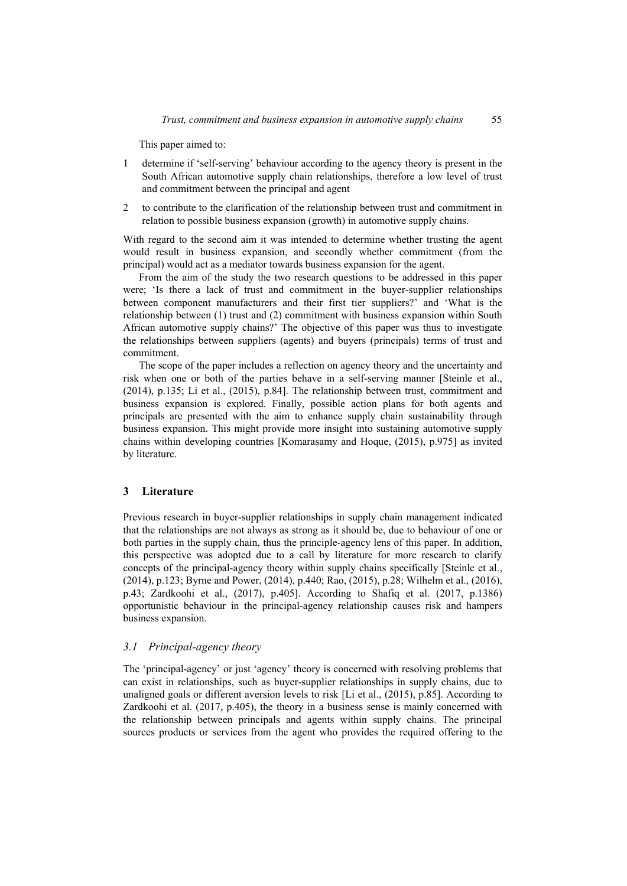This paper aimed to:

1. determine if 'self-serving' behaviour according to the agency theory is present in the South African automotive supply chain relationships, therefore a low level of trust and commitment between the principal and agent
2. to contribute to the clarification of the relationship between trust and commitment in relation to possible business expansion (growth) in automotive supply chains.

With regard to the second aim it was intended to determine whether trusting the agent would result in business expansion, and secondly whether commitment (from the principal) would act as a mediator towards business expansion for the agent.

From the aim of the study the two research questions to be addressed in this paper were; 'Is there a lack of trust and commitment in the buyer-supplier relationships between component manufacturers and their first tier suppliers?' and 'What is the relationship between (1) trust and (2) commitment with business expansion within South African automotive supply chains?' The objective of this paper was thus to investigate the relationships between suppliers (agents) and buyers (principals) terms of trust and commitment.

The scope of the paper includes a reflection on agency theory and the uncertainty and risk when one or both of the parties behave in a self-serving manner [Steinle et al., (2014), p.135; Li et al., (2015), p.84]. The relationship between trust, commitment and business expansion is explored. Finally, possible action plans for both agents and principals are presented with the aim to enhance supply chain sustainability through business expansion. This might provide more insight into sustaining automotive supply chains within developing countries [Komarasamy and Hoque, (2015), p.975] as invited by literature.

## 3 Literature

Previous research in buyer-supplier relationships in supply chain management indicated that the relationships are not always as strong as it should be, due to behaviour of one or both parties in the supply chain, thus the principle-agency lens of this paper. In addition, this perspective was adopted due to a call by literature for more research to clarify concepts of the principal-agency theory within supply chains specifically [Steinle et al., (2014), p.123; Byrne and Power, (2014), p.440; Rao, (2015), p.28; Wilhelm et al., (2016), p.43; Zardkoohi et al., (2017), p.405]. According to Shafiq et al. (2017, p.1386) opportunistic behaviour in the principal-agency relationship causes risk and hampers business expansion.

### *3.1 Principal-agency theory*

The 'principal-agency' or just 'agency' theory is concerned with resolving problems that can exist in relationships, such as buyer-supplier relationships in supply chains, due to unaligned goals or different aversion levels to risk [Li et al., (2015), p.85]. According to Zardkoohi et al. (2017, p.405), the theory in a business sense is mainly concerned with the relationship between principals and agents within supply chains. The principal sources products or services from the agent who provides the required offering to the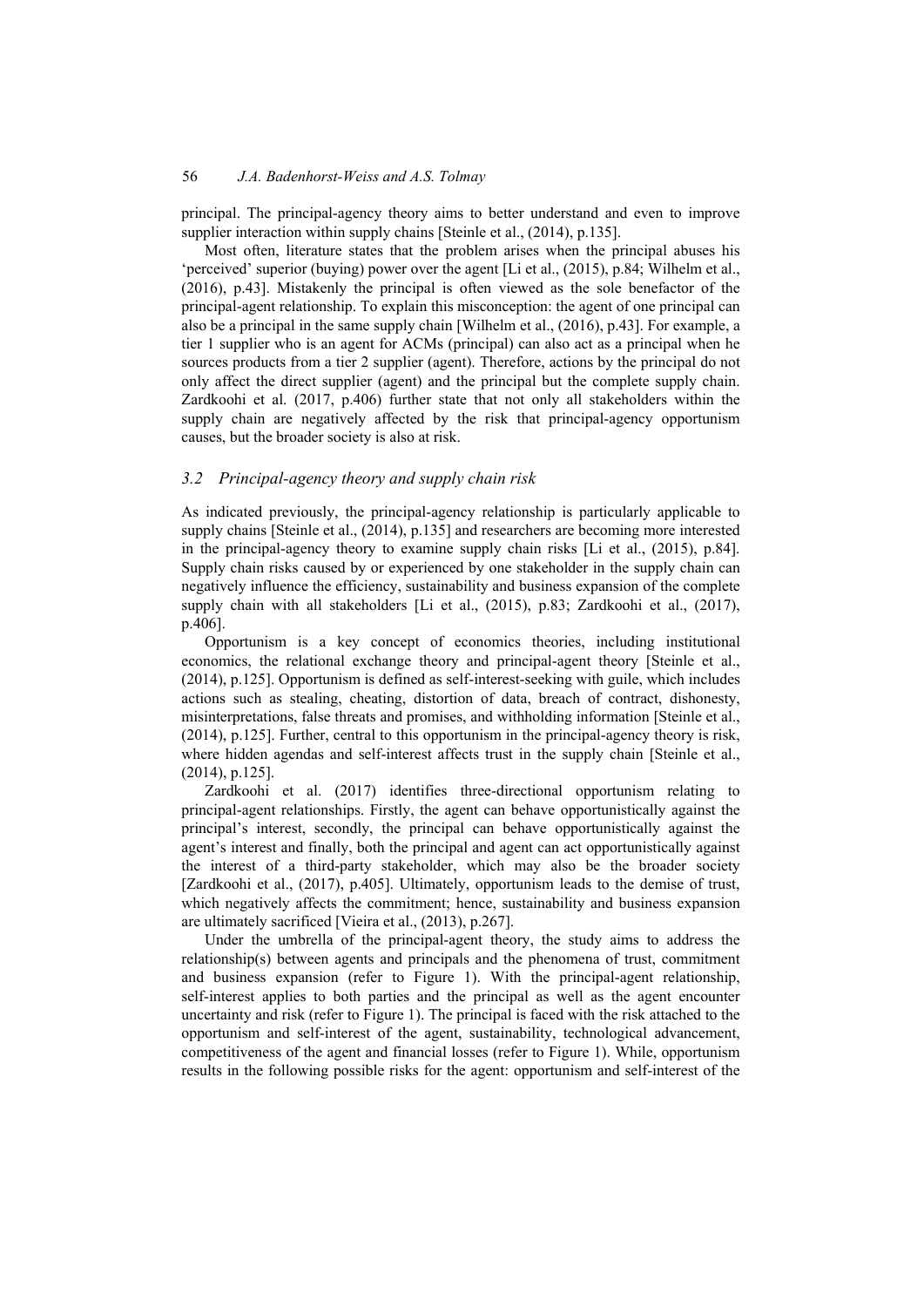principal. The principal-agency theory aims to better understand and even to improve supplier interaction within supply chains [Steinle et al., (2014), p.135].

Most often, literature states that the problem arises when the principal abuses his 'perceived' superior (buying) power over the agent [Li et al., (2015), p.84; Wilhelm et al., (2016), p.43]. Mistakenly the principal is often viewed as the sole benefactor of the principal-agent relationship. To explain this misconception: the agent of one principal can also be a principal in the same supply chain [Wilhelm et al., (2016), p.43]. For example, a tier 1 supplier who is an agent for ACMs (principal) can also act as a principal when he sources products from a tier 2 supplier (agent). Therefore, actions by the principal do not only affect the direct supplier (agent) and the principal but the complete supply chain. Zardkoohi et al. (2017, p.406) further state that not only all stakeholders within the supply chain are negatively affected by the risk that principal-agency opportunism causes, but the broader society is also at risk.

### *3.2 Principal-agency theory and supply chain risk*

As indicated previously, the principal-agency relationship is particularly applicable to supply chains [Steinle et al., (2014), p.135] and researchers are becoming more interested in the principal-agency theory to examine supply chain risks [Li et al., (2015), p.84]. Supply chain risks caused by or experienced by one stakeholder in the supply chain can negatively influence the efficiency, sustainability and business expansion of the complete supply chain with all stakeholders [Li et al., (2015), p.83; Zardkoohi et al., (2017), p.406].

Opportunism is a key concept of economics theories, including institutional economics, the relational exchange theory and principal-agent theory [Steinle et al., (2014), p.125]. Opportunism is defined as self-interest-seeking with guile, which includes actions such as stealing, cheating, distortion of data, breach of contract, dishonesty, misinterpretations, false threats and promises, and withholding information [Steinle et al., (2014), p.125]. Further, central to this opportunism in the principal-agency theory is risk, where hidden agendas and self-interest affects trust in the supply chain [Steinle et al., (2014), p.125].

Zardkoohi et al. (2017) identifies three-directional opportunism relating to principal-agent relationships. Firstly, the agent can behave opportunistically against the principal's interest, secondly, the principal can behave opportunistically against the agent's interest and finally, both the principal and agent can act opportunistically against the interest of a third-party stakeholder, which may also be the broader society [Zardkoohi et al., (2017), p.405]. Ultimately, opportunism leads to the demise of trust, which negatively affects the commitment; hence, sustainability and business expansion are ultimately sacrificed [Vieira et al., (2013), p.267].

Under the umbrella of the principal-agent theory, the study aims to address the relationship(s) between agents and principals and the phenomena of trust, commitment and business expansion (refer to Figure 1). With the principal-agent relationship, self-interest applies to both parties and the principal as well as the agent encounter uncertainty and risk (refer to Figure 1). The principal is faced with the risk attached to the opportunism and self-interest of the agent, sustainability, technological advancement, competitiveness of the agent and financial losses (refer to Figure 1). While, opportunism results in the following possible risks for the agent: opportunism and self-interest of the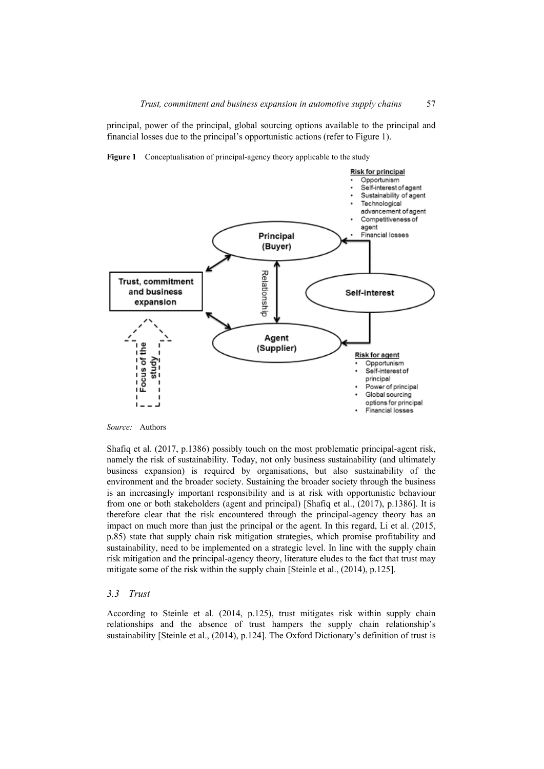principal, power of the principal, global sourcing options available to the principal and financial losses due to the principal's opportunistic actions (refer to Figure 1).

**Figure 1** Conceptualisation of principal-agency theory applicable to the study

Risk for principal
- Opportunism
- Self-interest of agent
- Sustainability of agent
- Technological advancement of agent
- Competitiveness of agent
- Financial losses

Principal (Buyer)

Trust, commitment and business expansion

Relationship

Self-interest

Agent (Supplier)

Focus of the study

Risk for agent
- Opportunism
- Self-interest of principal
- Power of principal
- Global sourcing options for principal
- Financial losses

*Source:* Authors

Shafiq et al. (2017, p.1386) possibly touch on the most problematic principal-agent risk, namely the risk of sustainability. Today, not only business sustainability (and ultimately business expansion) is required by organisations, but also sustainability of the environment and the broader society. Sustaining the broader society through the business is an increasingly important responsibility and is at risk with opportunistic behaviour from one or both stakeholders (agent and principal) [Shafiq et al., (2017), p.1386]. It is therefore clear that the risk encountered through the principal-agency theory has an impact on much more than just the principal or the agent. In this regard, Li et al. (2015, p.85) state that supply chain risk mitigation strategies, which promise profitability and sustainability, need to be implemented on a strategic level. In line with the supply chain risk mitigation and the principal-agency theory, literature eludes to the fact that trust may mitigate some of the risk within the supply chain [Steinle et al., (2014), p.125].

### 3.3 Trust

According to Steinle et al. (2014, p.125), trust mitigates risk within supply chain relationships and the absence of trust hampers the supply chain relationship's sustainability [Steinle et al., (2014), p.124]. The Oxford Dictionary's definition of trust is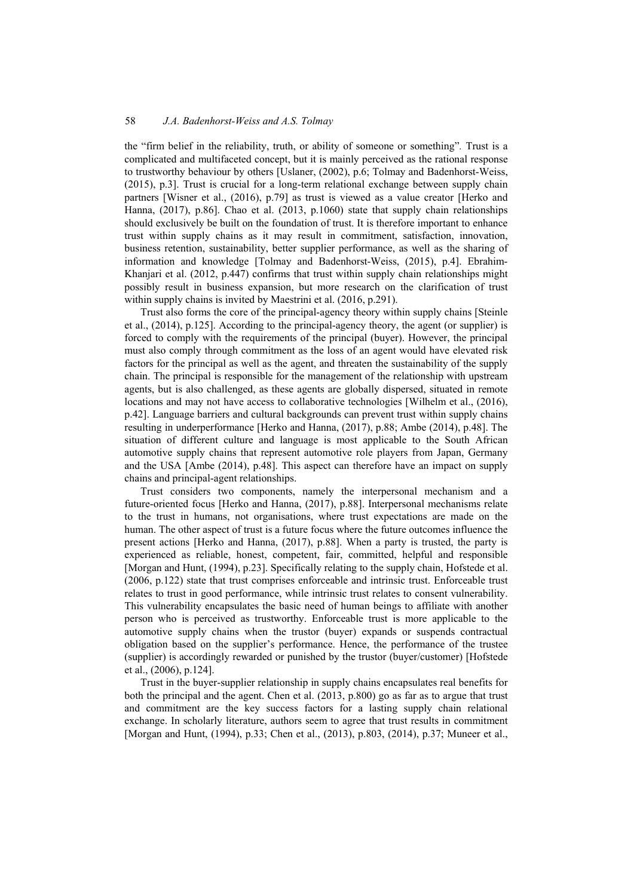the "firm belief in the reliability, truth, or ability of someone or something". Trust is a complicated and multifaceted concept, but it is mainly perceived as the rational response to trustworthy behaviour by others [Uslaner, (2002), p.6; Tolmay and Badenhorst-Weiss, (2015), p.3]. Trust is crucial for a long-term relational exchange between supply chain partners [Wisner et al., (2016), p.79] as trust is viewed as a value creator [Herko and Hanna, (2017), p.86]. Chao et al. (2013, p.1060) state that supply chain relationships should exclusively be built on the foundation of trust. It is therefore important to enhance trust within supply chains as it may result in commitment, satisfaction, innovation, business retention, sustainability, better supplier performance, as well as the sharing of information and knowledge [Tolmay and Badenhorst-Weiss, (2015), p.4]. Ebrahim-Khanjari et al. (2012, p.447) confirms that trust within supply chain relationships might possibly result in business expansion, but more research on the clarification of trust within supply chains is invited by Maestrini et al. (2016, p.291).

Trust also forms the core of the principal-agency theory within supply chains [Steinle et al., (2014), p.125]. According to the principal-agency theory, the agent (or supplier) is forced to comply with the requirements of the principal (buyer). However, the principal must also comply through commitment as the loss of an agent would have elevated risk factors for the principal as well as the agent, and threaten the sustainability of the supply chain. The principal is responsible for the management of the relationship with upstream agents, but is also challenged, as these agents are globally dispersed, situated in remote locations and may not have access to collaborative technologies [Wilhelm et al., (2016), p.42]. Language barriers and cultural backgrounds can prevent trust within supply chains resulting in underperformance [Herko and Hanna, (2017), p.88; Ambe (2014), p.48]. The situation of different culture and language is most applicable to the South African automotive supply chains that represent automotive role players from Japan, Germany and the USA [Ambe (2014), p.48]. This aspect can therefore have an impact on supply chains and principal-agent relationships.

Trust considers two components, namely the interpersonal mechanism and a future-oriented focus [Herko and Hanna, (2017), p.88]. Interpersonal mechanisms relate to the trust in humans, not organisations, where trust expectations are made on the human. The other aspect of trust is a future focus where the future outcomes influence the present actions [Herko and Hanna, (2017), p.88]. When a party is trusted, the party is experienced as reliable, honest, competent, fair, committed, helpful and responsible [Morgan and Hunt, (1994), p.23]. Specifically relating to the supply chain, Hofstede et al. (2006, p.122) state that trust comprises enforceable and intrinsic trust. Enforceable trust relates to trust in good performance, while intrinsic trust relates to consent vulnerability. This vulnerability encapsulates the basic need of human beings to affiliate with another person who is perceived as trustworthy. Enforceable trust is more applicable to the automotive supply chains when the trustor (buyer) expands or suspends contractual obligation based on the supplier's performance. Hence, the performance of the trustee (supplier) is accordingly rewarded or punished by the trustor (buyer/customer) [Hofstede et al., (2006), p.124].

Trust in the buyer-supplier relationship in supply chains encapsulates real benefits for both the principal and the agent. Chen et al. (2013, p.800) go as far as to argue that trust and commitment are the key success factors for a lasting supply chain relational exchange. In scholarly literature, authors seem to agree that trust results in commitment [Morgan and Hunt, (1994), p.33; Chen et al., (2013), p.803, (2014), p.37; Muneer et al.,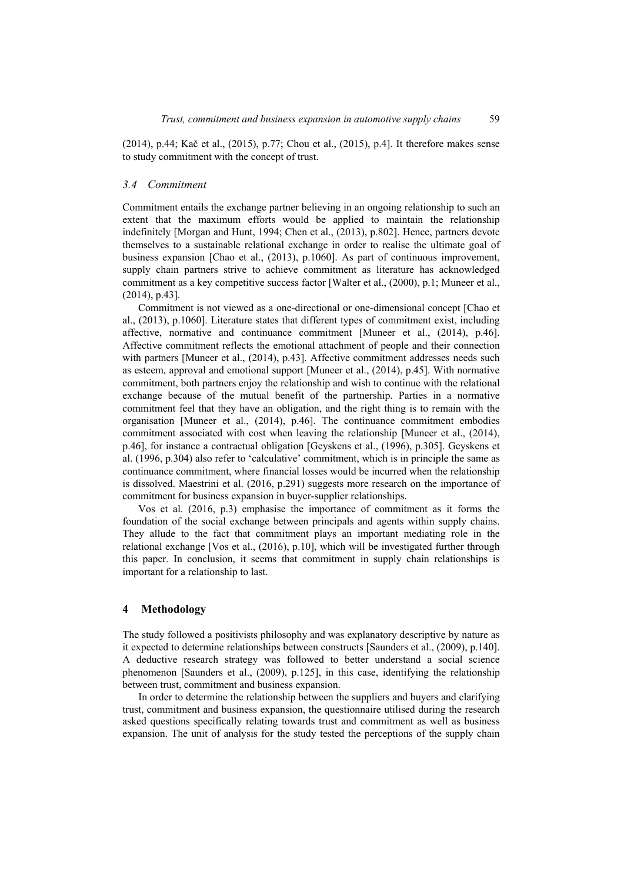(2014), p.44; Kač et al., (2015), p.77; Chou et al., (2015), p.4]. It therefore makes sense to study commitment with the concept of trust.

### *3.4 Commitment*

Commitment entails the exchange partner believing in an ongoing relationship to such an extent that the maximum efforts would be applied to maintain the relationship indefinitely [Morgan and Hunt, 1994; Chen et al., (2013), p.802]. Hence, partners devote themselves to a sustainable relational exchange in order to realise the ultimate goal of business expansion [Chao et al., (2013), p.1060]. As part of continuous improvement, supply chain partners strive to achieve commitment as literature has acknowledged commitment as a key competitive success factor [Walter et al., (2000), p.1; Muneer et al., (2014), p.43].

Commitment is not viewed as a one-directional or one-dimensional concept [Chao et al., (2013), p.1060]. Literature states that different types of commitment exist, including affective, normative and continuance commitment [Muneer et al., (2014), p.46]. Affective commitment reflects the emotional attachment of people and their connection with partners [Muneer et al., (2014), p.43]. Affective commitment addresses needs such as esteem, approval and emotional support [Muneer et al., (2014), p.45]. With normative commitment, both partners enjoy the relationship and wish to continue with the relational exchange because of the mutual benefit of the partnership. Parties in a normative commitment feel that they have an obligation, and the right thing is to remain with the organisation [Muneer et al., (2014), p.46]. The continuance commitment embodies commitment associated with cost when leaving the relationship [Muneer et al., (2014), p.46], for instance a contractual obligation [Geyskens et al., (1996), p.305]. Geyskens et al. (1996, p.304) also refer to 'calculative' commitment, which is in principle the same as continuance commitment, where financial losses would be incurred when the relationship is dissolved. Maestrini et al. (2016, p.291) suggests more research on the importance of commitment for business expansion in buyer-supplier relationships.

Vos et al. (2016, p.3) emphasise the importance of commitment as it forms the foundation of the social exchange between principals and agents within supply chains. They allude to the fact that commitment plays an important mediating role in the relational exchange [Vos et al., (2016), p.10], which will be investigated further through this paper. In conclusion, it seems that commitment in supply chain relationships is important for a relationship to last.

## 4 Methodology

The study followed a positivists philosophy and was explanatory descriptive by nature as it expected to determine relationships between constructs [Saunders et al., (2009), p.140]. A deductive research strategy was followed to better understand a social science phenomenon [Saunders et al., (2009), p.125], in this case, identifying the relationship between trust, commitment and business expansion.

In order to determine the relationship between the suppliers and buyers and clarifying trust, commitment and business expansion, the questionnaire utilised during the research asked questions specifically relating towards trust and commitment as well as business expansion. The unit of analysis for the study tested the perceptions of the supply chain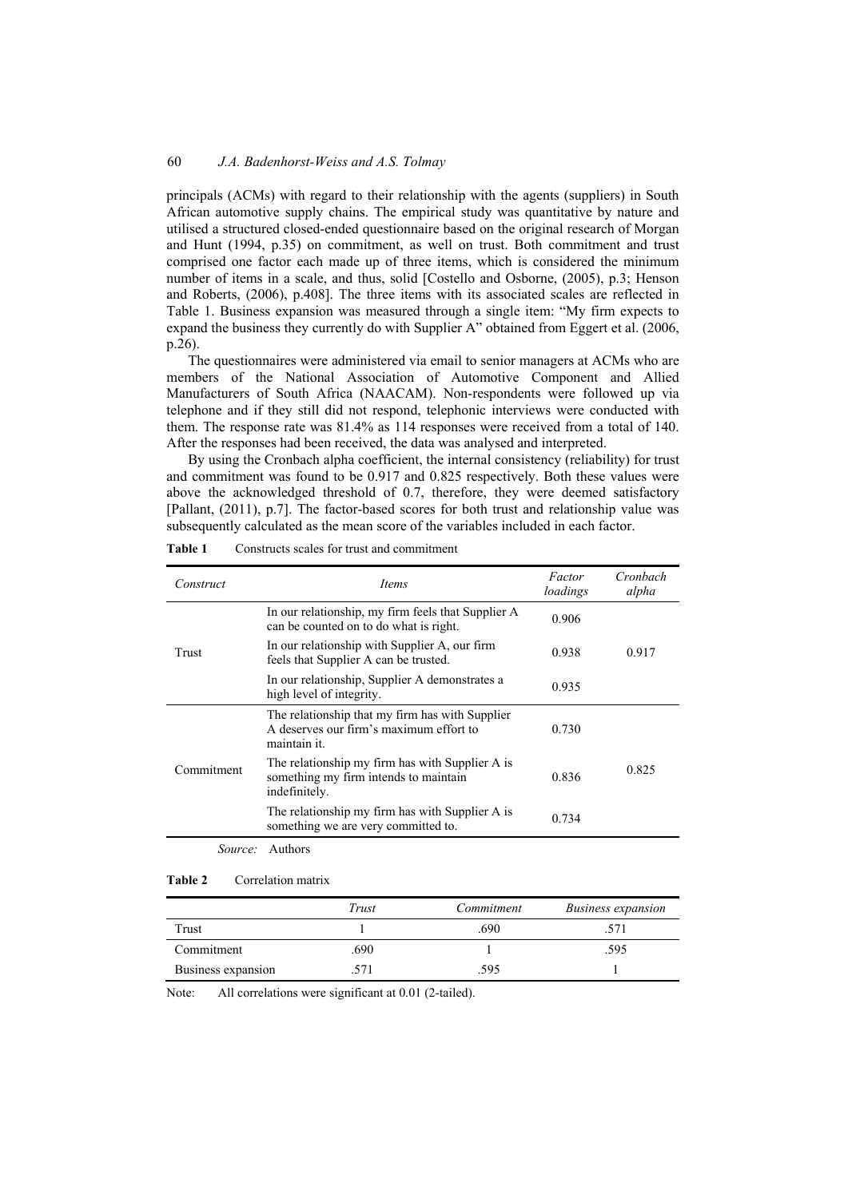principals (ACMs) with regard to their relationship with the agents (suppliers) in South African automotive supply chains. The empirical study was quantitative by nature and utilised a structured closed-ended questionnaire based on the original research of Morgan and Hunt (1994, p.35) on commitment, as well on trust. Both commitment and trust comprised one factor each made up of three items, which is considered the minimum number of items in a scale, and thus, solid [Costello and Osborne, (2005), p.3; Henson and Roberts, (2006), p.408]. The three items with its associated scales are reflected in Table 1. Business expansion was measured through a single item: "My firm expects to expand the business they currently do with Supplier A" obtained from Eggert et al. (2006, p.26).

The questionnaires were administered via email to senior managers at ACMs who are members of the National Association of Automotive Component and Allied Manufacturers of South Africa (NAACAM). Non-respondents were followed up via telephone and if they still did not respond, telephonic interviews were conducted with them. The response rate was 81.4% as 114 responses were received from a total of 140. After the responses had been received, the data was analysed and interpreted.

By using the Cronbach alpha coefficient, the internal consistency (reliability) for trust and commitment was found to be 0.917 and 0.825 respectively. Both these values were above the acknowledged threshold of 0.7, therefore, they were deemed satisfactory [Pallant, (2011), p.7]. The factor-based scores for both trust and relationship value was subsequently calculated as the mean score of the variables included in each factor.

**Table 1** Constructs scales for trust and commitment

| *Construct* | *Items* | *Factor loadings* | *Cronbach alpha* |
|---|---|---|---|
| Trust | In our relationship, my firm feels that Supplier A can be counted on to do what is right. | 0.906 | 0.917 |
| | In our relationship with Supplier A, our firm feels that Supplier A can be trusted. | 0.938 | |
| | In our relationship, Supplier A demonstrates a high level of integrity. | 0.935 | |
| Commitment | The relationship that my firm has with Supplier A deserves our firm's maximum effort to maintain it. | 0.730 | 0.825 |
| | The relationship my firm has with Supplier A is something my firm intends to maintain indefinitely. | 0.836 | |
| | The relationship my firm has with Supplier A is something we are very committed to. | 0.734 | |

*Source:* Authors

**Table 2** Correlation matrix

| | *Trust* | *Commitment* | *Business expansion* |
|---|---|---|---|
| Trust | 1 | .690 | .571 |
| Commitment | .690 | 1 | .595 |
| Business expansion | .571 | .595 | 1 |

Note: All correlations were significant at 0.01 (2-tailed).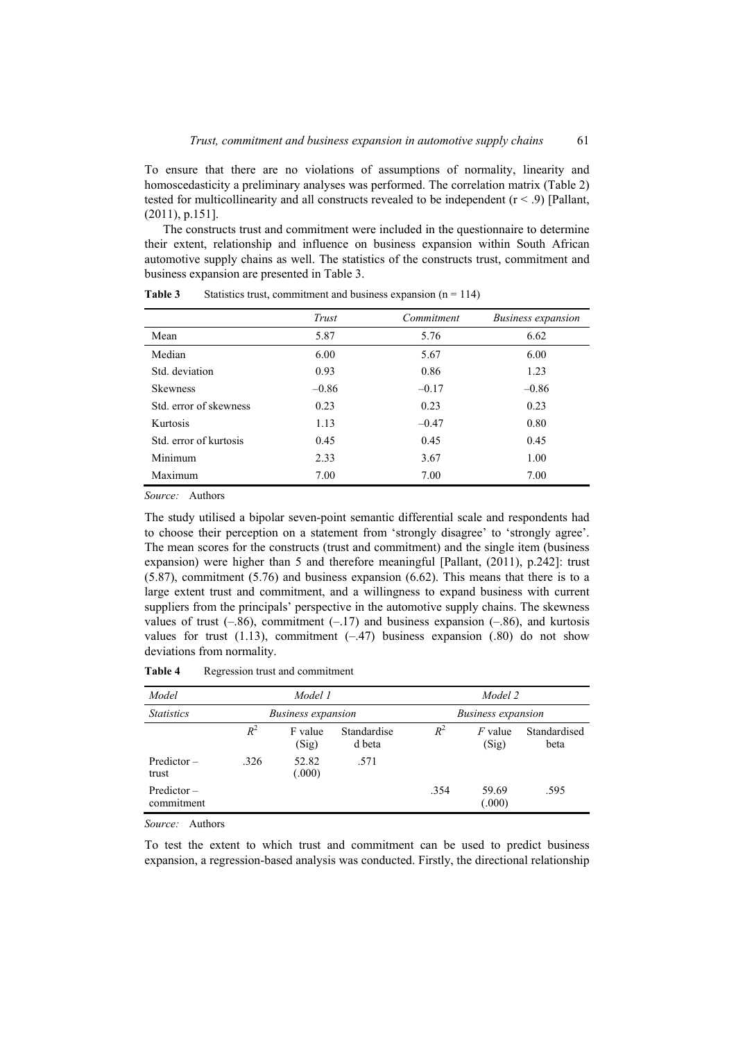To ensure that there are no violations of assumptions of normality, linearity and homoscedasticity a preliminary analyses was performed. The correlation matrix (Table 2) tested for multicollinearity and all constructs revealed to be independent ($r < .9$) [Pallant, (2011), p.151].

The constructs trust and commitment were included in the questionnaire to determine their extent, relationship and influence on business expansion within South African automotive supply chains as well. The statistics of the constructs trust, commitment and business expansion are presented in Table 3.

**Table 3** Statistics trust, commitment and business expansion (n = 114)

| | *Trust* | *Commitment* | *Business expansion* |
|---|---|---|---|
| Mean | 5.87 | 5.76 | 6.62 |
| Median | 6.00 | 5.67 | 6.00 |
| Std. deviation | 0.93 | 0.86 | 1.23 |
| Skewness | –0.86 | –0.17 | –0.86 |
| Std. error of skewness | 0.23 | 0.23 | 0.23 |
| Kurtosis | 1.13 | –0.47 | 0.80 |
| Std. error of kurtosis | 0.45 | 0.45 | 0.45 |
| Minimum | 2.33 | 3.67 | 1.00 |
| Maximum | 7.00 | 7.00 | 7.00 |

*Source:* Authors

The study utilised a bipolar seven-point semantic differential scale and respondents had to choose their perception on a statement from 'strongly disagree' to 'strongly agree'. The mean scores for the constructs (trust and commitment) and the single item (business expansion) were higher than 5 and therefore meaningful [Pallant, (2011), p.242]: trust (5.87), commitment (5.76) and business expansion (6.62). This means that there is to a large extent trust and commitment, and a willingness to expand business with current suppliers from the principals' perspective in the automotive supply chains. The skewness values of trust (–.86), commitment (–.17) and business expansion (–.86), and kurtosis values for trust (1.13), commitment (–.47) business expansion (.80) do not show deviations from normality.

**Table 4** Regression trust and commitment

| *Model* | *Model 1* | | | *Model 2* | | |
|---|---|---|---|---|---|---|
| *Statistics* | *Business expansion* | | | *Business expansion* | | |
| | $R^2$ | F value (Sig) | Standardised beta | $R^2$ | *F* value (Sig) | Standardised beta |
| Predictor – trust | .326 | 52.82 (.000) | .571 | | | |
| Predictor – commitment | | | | .354 | 59.69 (.000) | .595 |

*Source:* Authors

To test the extent to which trust and commitment can be used to predict business expansion, a regression-based analysis was conducted. Firstly, the directional relationship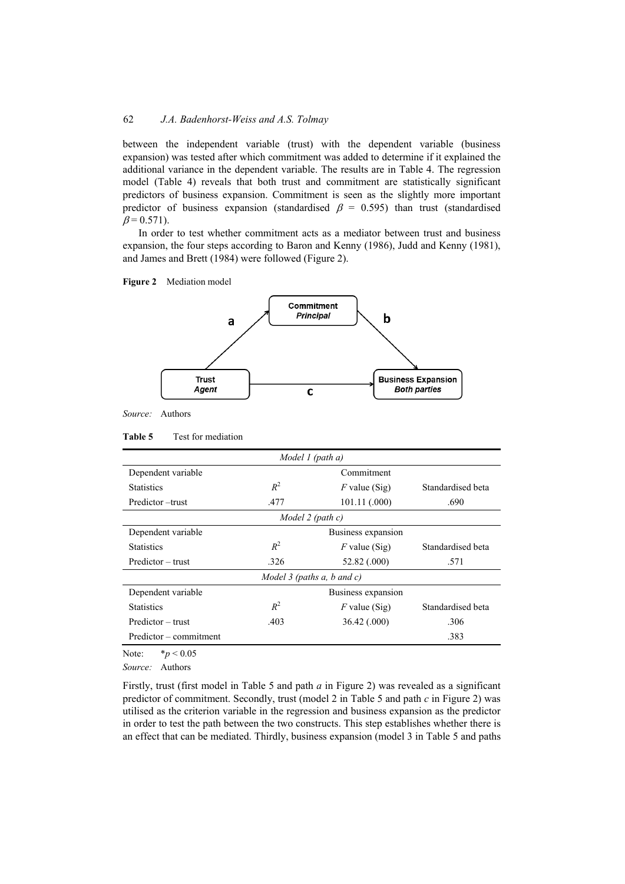between the independent variable (trust) with the dependent variable (business expansion) was tested after which commitment was added to determine if it explained the additional variance in the dependent variable. The results are in Table 4. The regression model (Table 4) reveals that both trust and commitment are statistically significant predictors of business expansion. Commitment is seen as the slightly more important predictor of business expansion (standardised $\beta = 0.595$) than trust (standardised $\beta = 0.571$).

In order to test whether commitment acts as a mediator between trust and business expansion, the four steps according to Baron and Kenny (1986), Judd and Kenny (1981), and James and Brett (1984) were followed (Figure 2).

**Figure 2** Mediation model

Commitment *Principal*

a

b

Trust *Agent*

c

Business Expansion *Both parties*

*Source:* Authors

**Table 5** Test for mediation

| *Model 1 (path a)* | | | |
|---|---|---|---|
| Dependent variable | | Commitment | |
| Statistics | $R^2$ | $F$ value (Sig) | Standardised beta |
| Predictor –trust | .477 | 101.11 (.000) | .690 |
| *Model 2 (path c)* | | | |
| Dependent variable | | Business expansion | |
| Statistics | $R^2$ | $F$ value (Sig) | Standardised beta |
| Predictor – trust | .326 | 52.82 (.000) | .571 |
| *Model 3 (paths a, b and c)* | | | |
| Dependent variable | | Business expansion | |
| Statistics | $R^2$ | $F$ value (Sig) | Standardised beta |
| Predictor – trust | .403 | 36.42 (.000) | .306 |
| Predictor – commitment | | | .383 |

Note: $*p < 0.05$

*Source:* Authors

Firstly, trust (first model in Table 5 and path *a* in Figure 2) was revealed as a significant predictor of commitment. Secondly, trust (model 2 in Table 5 and path *c* in Figure 2) was utilised as the criterion variable in the regression and business expansion as the predictor in order to test the path between the two constructs. This step establishes whether there is an effect that can be mediated. Thirdly, business expansion (model 3 in Table 5 and paths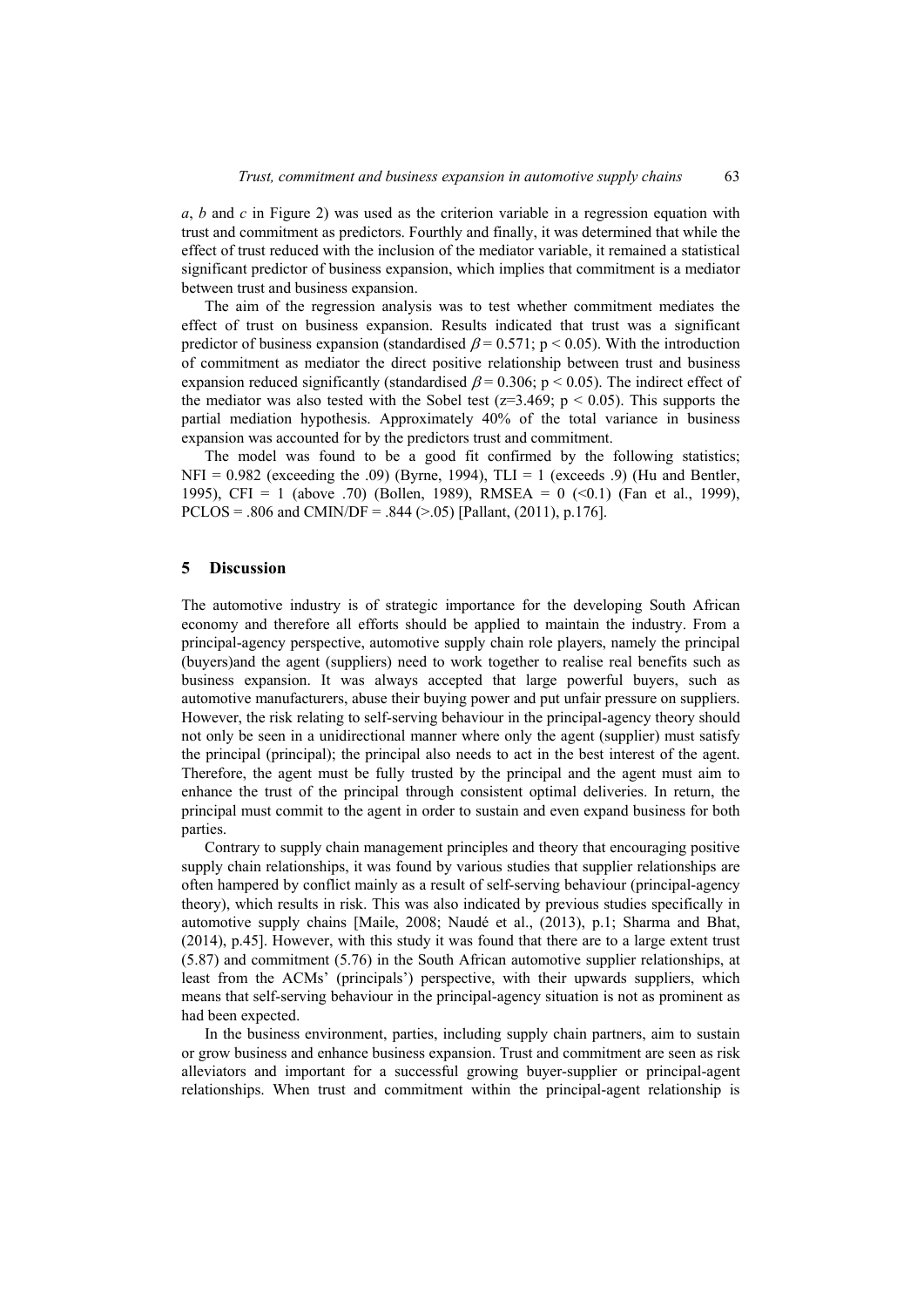*a*, *b* and *c* in Figure 2) was used as the criterion variable in a regression equation with trust and commitment as predictors. Fourthly and finally, it was determined that while the effect of trust reduced with the inclusion of the mediator variable, it remained a statistical significant predictor of business expansion, which implies that commitment is a mediator between trust and business expansion.

The aim of the regression analysis was to test whether commitment mediates the effect of trust on business expansion. Results indicated that trust was a significant predictor of business expansion (standardised $\beta = 0.571$; $p < 0.05$). With the introduction of commitment as mediator the direct positive relationship between trust and business expansion reduced significantly (standardised $\beta = 0.306$; $p < 0.05$). The indirect effect of the mediator was also tested with the Sobel test ($z=3.469$; $p < 0.05$). This supports the partial mediation hypothesis. Approximately 40% of the total variance in business expansion was accounted for by the predictors trust and commitment.

The model was found to be a good fit confirmed by the following statistics; NFI = 0.982 (exceeding the .09) (Byrne, 1994), TLI = 1 (exceeds .9) (Hu and Bentler, 1995), CFI = 1 (above .70) (Bollen, 1989), RMSEA = 0 (<0.1) (Fan et al., 1999), PCLOS = .806 and CMIN/DF = .844 (>.05) [Pallant, (2011), p.176].

## 5 Discussion

The automotive industry is of strategic importance for the developing South African economy and therefore all efforts should be applied to maintain the industry. From a principal-agency perspective, automotive supply chain role players, namely the principal (buyers)and the agent (suppliers) need to work together to realise real benefits such as business expansion. It was always accepted that large powerful buyers, such as automotive manufacturers, abuse their buying power and put unfair pressure on suppliers. However, the risk relating to self-serving behaviour in the principal-agency theory should not only be seen in a unidirectional manner where only the agent (supplier) must satisfy the principal (principal); the principal also needs to act in the best interest of the agent. Therefore, the agent must be fully trusted by the principal and the agent must aim to enhance the trust of the principal through consistent optimal deliveries. In return, the principal must commit to the agent in order to sustain and even expand business for both parties.

Contrary to supply chain management principles and theory that encouraging positive supply chain relationships, it was found by various studies that supplier relationships are often hampered by conflict mainly as a result of self-serving behaviour (principal-agency theory), which results in risk. This was also indicated by previous studies specifically in automotive supply chains [Maile, 2008; Naudé et al., (2013), p.1; Sharma and Bhat, (2014), p.45]. However, with this study it was found that there are to a large extent trust (5.87) and commitment (5.76) in the South African automotive supplier relationships, at least from the ACMs' (principals') perspective, with their upwards suppliers, which means that self-serving behaviour in the principal-agency situation is not as prominent as had been expected.

In the business environment, parties, including supply chain partners, aim to sustain or grow business and enhance business expansion. Trust and commitment are seen as risk alleviators and important for a successful growing buyer-supplier or principal-agent relationships. When trust and commitment within the principal-agent relationship is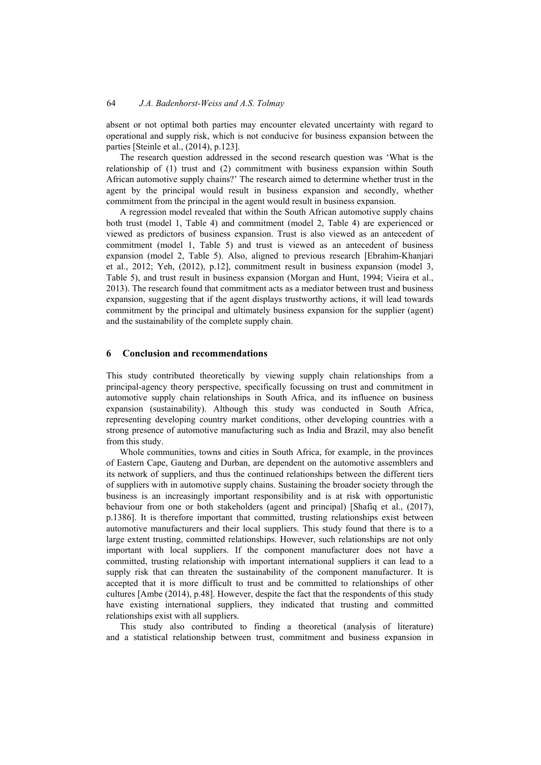absent or not optimal both parties may encounter elevated uncertainty with regard to operational and supply risk, which is not conducive for business expansion between the parties [Steinle et al., (2014), p.123].

The research question addressed in the second research question was 'What is the relationship of (1) trust and (2) commitment with business expansion within South African automotive supply chains?' The research aimed to determine whether trust in the agent by the principal would result in business expansion and secondly, whether commitment from the principal in the agent would result in business expansion.

A regression model revealed that within the South African automotive supply chains both trust (model 1, Table 4) and commitment (model 2, Table 4) are experienced or viewed as predictors of business expansion. Trust is also viewed as an antecedent of commitment (model 1, Table 5) and trust is viewed as an antecedent of business expansion (model 2, Table 5). Also, aligned to previous research [Ebrahim-Khanjari et al., 2012; Yeh, (2012), p.12], commitment result in business expansion (model 3, Table 5), and trust result in business expansion (Morgan and Hunt, 1994; Vieira et al., 2013). The research found that commitment acts as a mediator between trust and business expansion, suggesting that if the agent displays trustworthy actions, it will lead towards commitment by the principal and ultimately business expansion for the supplier (agent) and the sustainability of the complete supply chain.

## 6 Conclusion and recommendations

This study contributed theoretically by viewing supply chain relationships from a principal-agency theory perspective, specifically focussing on trust and commitment in automotive supply chain relationships in South Africa, and its influence on business expansion (sustainability). Although this study was conducted in South Africa, representing developing country market conditions, other developing countries with a strong presence of automotive manufacturing such as India and Brazil, may also benefit from this study.

Whole communities, towns and cities in South Africa, for example, in the provinces of Eastern Cape, Gauteng and Durban, are dependent on the automotive assemblers and its network of suppliers, and thus the continued relationships between the different tiers of suppliers with in automotive supply chains. Sustaining the broader society through the business is an increasingly important responsibility and is at risk with opportunistic behaviour from one or both stakeholders (agent and principal) [Shafiq et al., (2017), p.1386]. It is therefore important that committed, trusting relationships exist between automotive manufacturers and their local suppliers. This study found that there is to a large extent trusting, committed relationships. However, such relationships are not only important with local suppliers. If the component manufacturer does not have a committed, trusting relationship with important international suppliers it can lead to a supply risk that can threaten the sustainability of the component manufacturer. It is accepted that it is more difficult to trust and be committed to relationships of other cultures [Ambe (2014), p.48]. However, despite the fact that the respondents of this study have existing international suppliers, they indicated that trusting and committed relationships exist with all suppliers.

This study also contributed to finding a theoretical (analysis of literature) and a statistical relationship between trust, commitment and business expansion in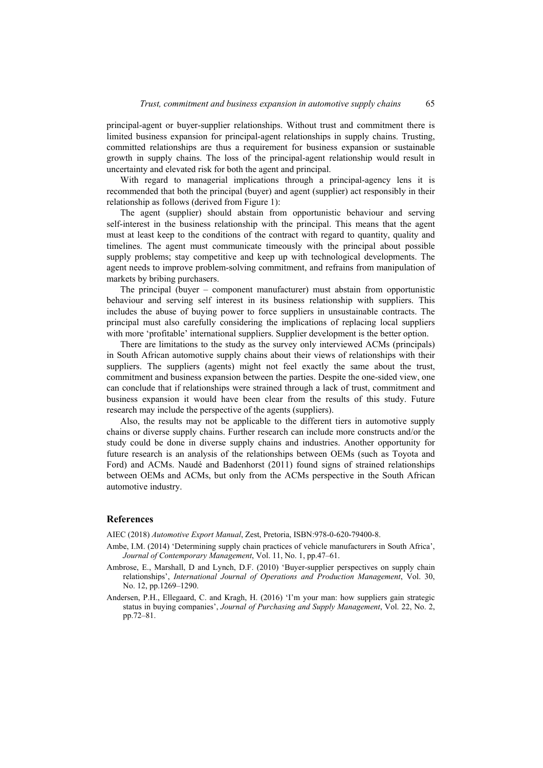principal-agent or buyer-supplier relationships. Without trust and commitment there is limited business expansion for principal-agent relationships in supply chains. Trusting, committed relationships are thus a requirement for business expansion or sustainable growth in supply chains. The loss of the principal-agent relationship would result in uncertainty and elevated risk for both the agent and principal.

With regard to managerial implications through a principal-agency lens it is recommended that both the principal (buyer) and agent (supplier) act responsibly in their relationship as follows (derived from Figure 1):

The agent (supplier) should abstain from opportunistic behaviour and serving self-interest in the business relationship with the principal. This means that the agent must at least keep to the conditions of the contract with regard to quantity, quality and timelines. The agent must communicate timeously with the principal about possible supply problems; stay competitive and keep up with technological developments. The agent needs to improve problem-solving commitment, and refrains from manipulation of markets by bribing purchasers.

The principal (buyer – component manufacturer) must abstain from opportunistic behaviour and serving self interest in its business relationship with suppliers. This includes the abuse of buying power to force suppliers in unsustainable contracts. The principal must also carefully considering the implications of replacing local suppliers with more 'profitable' international suppliers. Supplier development is the better option.

There are limitations to the study as the survey only interviewed ACMs (principals) in South African automotive supply chains about their views of relationships with their suppliers. The suppliers (agents) might not feel exactly the same about the trust, commitment and business expansion between the parties. Despite the one-sided view, one can conclude that if relationships were strained through a lack of trust, commitment and business expansion it would have been clear from the results of this study. Future research may include the perspective of the agents (suppliers).

Also, the results may not be applicable to the different tiers in automotive supply chains or diverse supply chains. Further research can include more constructs and/or the study could be done in diverse supply chains and industries. Another opportunity for future research is an analysis of the relationships between OEMs (such as Toyota and Ford) and ACMs. Naudé and Badenhorst (2011) found signs of strained relationships between OEMs and ACMs, but only from the ACMs perspective in the South African automotive industry.

## References

AIEC (2018) *Automotive Export Manual*, Zest, Pretoria, ISBN:978-0-620-79400-8.

Ambe, I.M. (2014) 'Determining supply chain practices of vehicle manufacturers in South Africa', *Journal of Contemporary Management*, Vol. 11, No. 1, pp.47–61.

Ambrose, E., Marshall, D and Lynch, D.F. (2010) 'Buyer-supplier perspectives on supply chain relationships', *International Journal of Operations and Production Management*, Vol. 30, No. 12, pp.1269–1290.

Andersen, P.H., Ellegaard, C. and Kragh, H. (2016) 'I'm your man: how suppliers gain strategic status in buying companies', *Journal of Purchasing and Supply Management*, Vol. 22, No. 2, pp.72–81.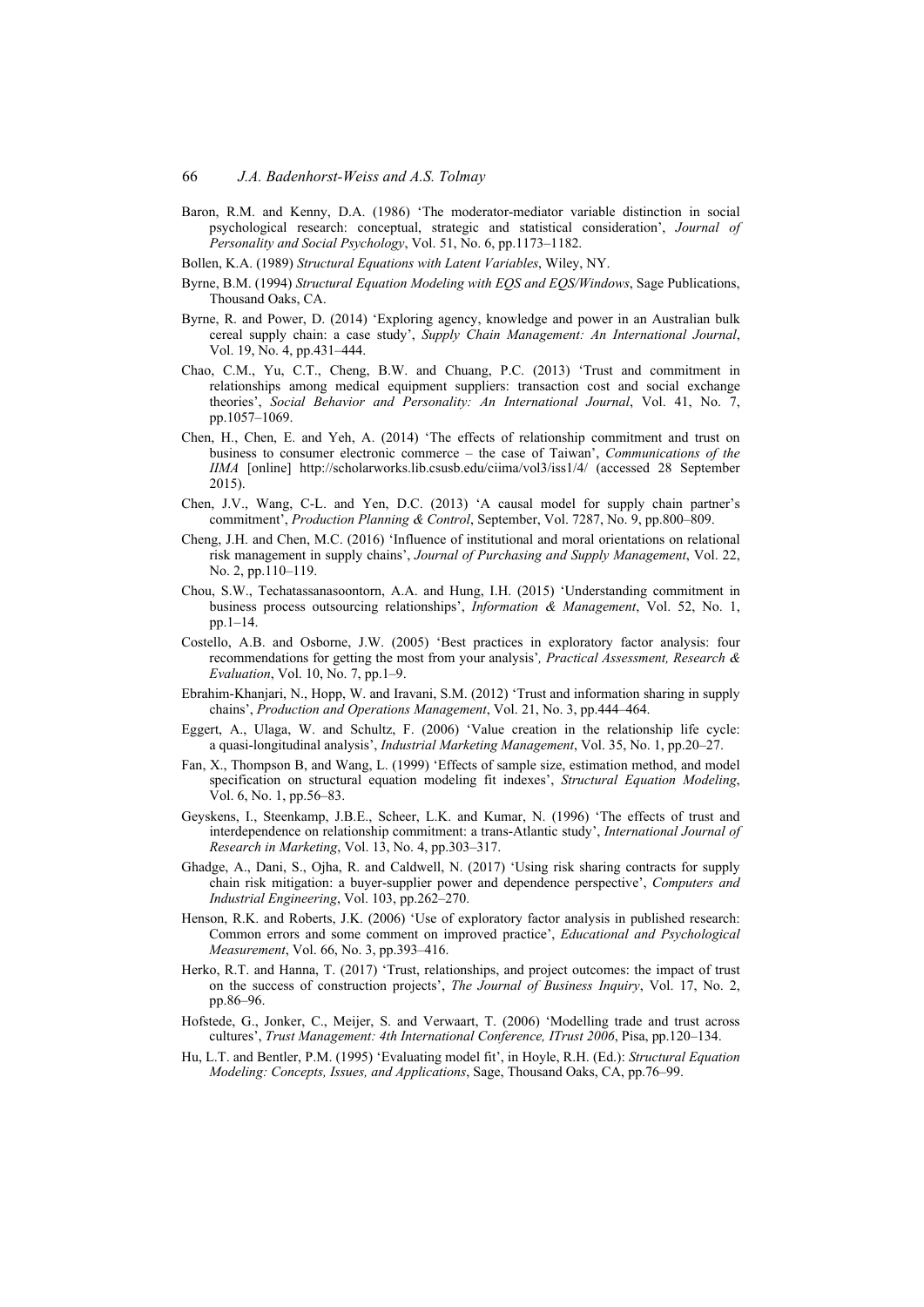Baron, R.M. and Kenny, D.A. (1986) 'The moderator-mediator variable distinction in social psychological research: conceptual, strategic and statistical consideration', *Journal of Personality and Social Psychology*, Vol. 51, No. 6, pp.1173–1182.

Bollen, K.A. (1989) *Structural Equations with Latent Variables*, Wiley, NY.

Byrne, B.M. (1994) *Structural Equation Modeling with EQS and EQS/Windows*, Sage Publications, Thousand Oaks, CA.

Byrne, R. and Power, D. (2014) 'Exploring agency, knowledge and power in an Australian bulk cereal supply chain: a case study', *Supply Chain Management: An International Journal*, Vol. 19, No. 4, pp.431–444.

Chao, C.M., Yu, C.T., Cheng, B.W. and Chuang, P.C. (2013) 'Trust and commitment in relationships among medical equipment suppliers: transaction cost and social exchange theories', *Social Behavior and Personality: An International Journal*, Vol. 41, No. 7, pp.1057–1069.

Chen, H., Chen, E. and Yeh, A. (2014) 'The effects of relationship commitment and trust on business to consumer electronic commerce – the case of Taiwan', *Communications of the IIMA* [online] http://scholarworks.lib.csusb.edu/ciima/vol3/iss1/4/ (accessed 28 September 2015).

Chen, J.V., Wang, C-L. and Yen, D.C. (2013) 'A causal model for supply chain partner's commitment', *Production Planning & Control*, September, Vol. 7287, No. 9, pp.800–809.

Cheng, J.H. and Chen, M.C. (2016) 'Influence of institutional and moral orientations on relational risk management in supply chains', *Journal of Purchasing and Supply Management*, Vol. 22, No. 2, pp.110–119.

Chou, S.W., Techatassanasoontorn, A.A. and Hung, I.H. (2015) 'Understanding commitment in business process outsourcing relationships', *Information & Management*, Vol. 52, No. 1, pp.1–14.

Costello, A.B. and Osborne, J.W. (2005) 'Best practices in exploratory factor analysis: four recommendations for getting the most from your analysis', *Practical Assessment, Research & Evaluation*, Vol. 10, No. 7, pp.1–9.

Ebrahim-Khanjari, N., Hopp, W. and Iravani, S.M. (2012) 'Trust and information sharing in supply chains', *Production and Operations Management*, Vol. 21, No. 3, pp.444–464.

Eggert, A., Ulaga, W. and Schultz, F. (2006) 'Value creation in the relationship life cycle: a quasi-longitudinal analysis', *Industrial Marketing Management*, Vol. 35, No. 1, pp.20–27.

Fan, X., Thompson B, and Wang, L. (1999) 'Effects of sample size, estimation method, and model specification on structural equation modeling fit indexes', *Structural Equation Modeling*, Vol. 6, No. 1, pp.56–83.

Geyskens, I., Steenkamp, J.B.E., Scheer, L.K. and Kumar, N. (1996) 'The effects of trust and interdependence on relationship commitment: a trans-Atlantic study', *International Journal of Research in Marketing*, Vol. 13, No. 4, pp.303–317.

Ghadge, A., Dani, S., Ojha, R. and Caldwell, N. (2017) 'Using risk sharing contracts for supply chain risk mitigation: a buyer-supplier power and dependence perspective', *Computers and Industrial Engineering*, Vol. 103, pp.262–270.

Henson, R.K. and Roberts, J.K. (2006) 'Use of exploratory factor analysis in published research: Common errors and some comment on improved practice', *Educational and Psychological Measurement*, Vol. 66, No. 3, pp.393–416.

Herko, R.T. and Hanna, T. (2017) 'Trust, relationships, and project outcomes: the impact of trust on the success of construction projects', *The Journal of Business Inquiry*, Vol. 17, No. 2, pp.86–96.

Hofstede, G., Jonker, C., Meijer, S. and Verwaart, T. (2006) 'Modelling trade and trust across cultures', *Trust Management: 4th International Conference, ITrust 2006*, Pisa, pp.120–134.

Hu, L.T. and Bentler, P.M. (1995) 'Evaluating model fit', in Hoyle, R.H. (Ed.): *Structural Equation Modeling: Concepts, Issues, and Applications*, Sage, Thousand Oaks, CA, pp.76–99.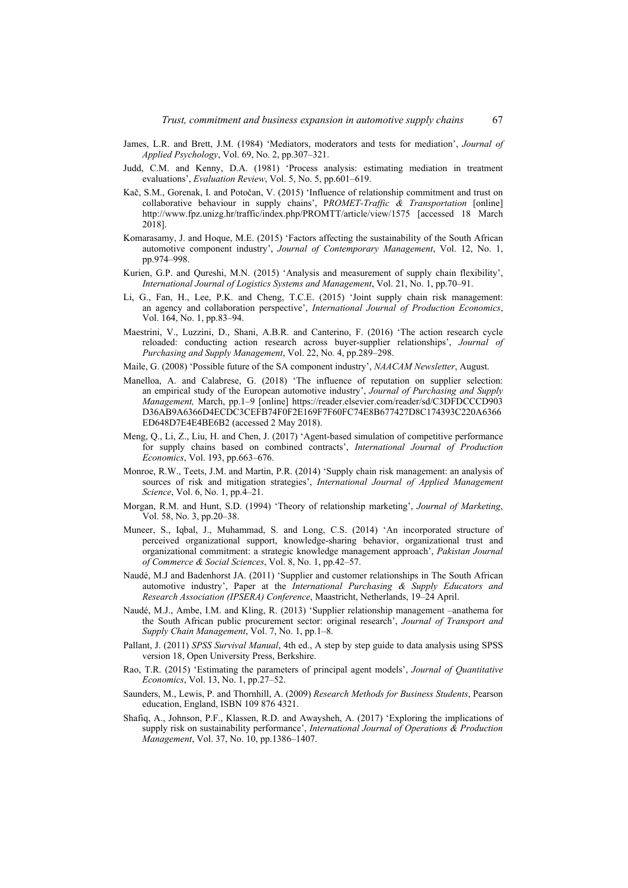James, L.R. and Brett, J.M. (1984) 'Mediators, moderators and tests for mediation', *Journal of Applied Psychology*, Vol. 69, No. 2, pp.307–321.

Judd, C.M. and Kenny, D.A. (1981) 'Process analysis: estimating mediation in treatment evaluations', *Evaluation Review*, Vol. 5, No. 5, pp.601–619.

Kač, S.M., Gorenak, I. and Potočan, V. (2015) 'Influence of relationship commitment and trust on collaborative behaviour in supply chains', P*ROMET-Traffic & Transportation* [online] http://www.fpz.unizg.hr/traffic/index.php/PROMTT/article/view/1575 [accessed 18 March 2018].

Komarasamy, J. and Hoque, M.E. (2015) 'Factors affecting the sustainability of the South African automotive component industry', *Journal of Contemporary Management*, Vol. 12, No. 1, pp.974–998.

Kurien, G.P. and Qureshi, M.N. (2015) 'Analysis and measurement of supply chain flexibility', *International Journal of Logistics Systems and Management*, Vol. 21, No. 1, pp.70–91.

Li, G., Fan, H., Lee, P.K. and Cheng, T.C.E. (2015) 'Joint supply chain risk management: an agency and collaboration perspective', *International Journal of Production Economics*, Vol. 164, No. 1, pp.83–94.

Maestrini, V., Luzzini, D., Shani, A.B.R. and Canterino, F. (2016) 'The action research cycle reloaded: conducting action research across buyer-supplier relationships', *Journal of Purchasing and Supply Management*, Vol. 22, No. 4, pp.289–298.

Maile, G. (2008) 'Possible future of the SA component industry', *NAACAM Newsletter*, August.

Manelloa, A. and Calabrese, G. (2018) 'The influence of reputation on supplier selection: an empirical study of the European automotive industry', *Journal of Purchasing and Supply Management,* March, pp.1–9 [online] https://reader.elsevier.com/reader/sd/C3DFDCCCD903D36AB9A6366D4ECDC3CEFB74F0F2E169F7F60FC74E8B677427D8C174393C220A6366ED648D7E4E4BE6B2 (accessed 2 May 2018).

Meng, Q., Li, Z., Liu, H. and Chen, J. (2017) 'Agent-based simulation of competitive performance for supply chains based on combined contracts', *International Journal of Production Economics*, Vol. 193, pp.663–676.

Monroe, R.W., Teets, J.M. and Martin, P.R. (2014) 'Supply chain risk management: an analysis of sources of risk and mitigation strategies', *International Journal of Applied Management Science*, Vol. 6, No. 1, pp.4–21.

Morgan, R.M. and Hunt, S.D. (1994) 'Theory of relationship marketing', *Journal of Marketing*, Vol. 58, No. 3, pp.20–38.

Muneer, S., Iqbal, J., Muhammad, S. and Long, C.S. (2014) 'An incorporated structure of perceived organizational support, knowledge-sharing behavior, organizational trust and organizational commitment: a strategic knowledge management approach', *Pakistan Journal of Commerce & Social Sciences*, Vol. 8, No. 1, pp.42–57.

Naudé, M.J and Badenhorst JA. (2011) 'Supplier and customer relationships in The South African automotive industry', Paper at the *International Purchasing & Supply Educators and Research Association (IPSERA) Conference*, Maastricht, Netherlands, 19–24 April.

Naudé, M.J., Ambe, I.M. and Kling, R. (2013) 'Supplier relationship management –anathema for the South African public procurement sector: original research', *Journal of Transport and Supply Chain Management*, Vol. 7, No. 1, pp.1–8.

Pallant, J. (2011) *SPSS Survival Manual*, 4th ed., A step by step guide to data analysis using SPSS version 18, Open University Press, Berkshire.

Rao, T.R. (2015) 'Estimating the parameters of principal agent models', *Journal of Quantitative Economics*, Vol. 13, No. 1, pp.27–52.

Saunders, M., Lewis, P. and Thornhill, A. (2009) *Research Methods for Business Students*, Pearson education, England, ISBN 109 876 4321.

Shafiq, A., Johnson, P.F., Klassen, R.D. and Awaysheh, A. (2017) 'Exploring the implications of supply risk on sustainability performance', *International Journal of Operations & Production Management*, Vol. 37, No. 10, pp.1386–1407.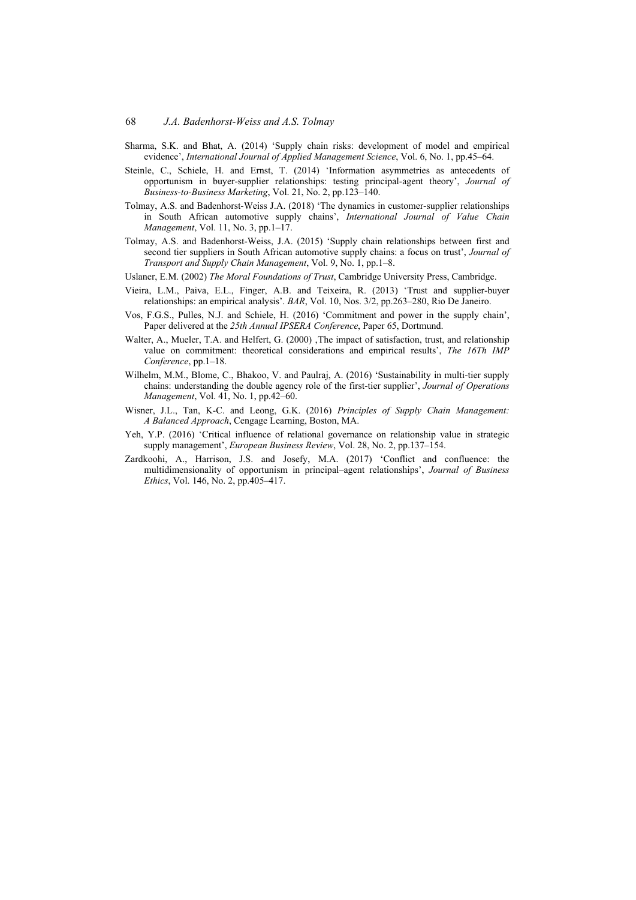Sharma, S.K. and Bhat, A. (2014) 'Supply chain risks: development of model and empirical evidence', *International Journal of Applied Management Science*, Vol. 6, No. 1, pp.45–64.

Steinle, C., Schiele, H. and Ernst, T. (2014) 'Information asymmetries as antecedents of opportunism in buyer-supplier relationships: testing principal-agent theory', *Journal of Business-to-Business Marketing*, Vol. 21, No. 2, pp.123–140.

Tolmay, A.S. and Badenhorst-Weiss J.A. (2018) 'The dynamics in customer-supplier relationships in South African automotive supply chains', *International Journal of Value Chain Management*, Vol. 11, No. 3, pp.1–17.

Tolmay, A.S. and Badenhorst-Weiss, J.A. (2015) 'Supply chain relationships between first and second tier suppliers in South African automotive supply chains: a focus on trust', *Journal of Transport and Supply Chain Management*, Vol. 9, No. 1, pp.1–8.

Uslaner, E.M. (2002) *The Moral Foundations of Trust*, Cambridge University Press, Cambridge.

Vieira, L.M., Paiva, E.L., Finger, A.B. and Teixeira, R. (2013) 'Trust and supplier-buyer relationships: an empirical analysis'. *BAR*, Vol. 10, Nos. 3/2, pp.263–280, Rio De Janeiro.

Vos, F.G.S., Pulles, N.J. and Schiele, H. (2016) 'Commitment and power in the supply chain', Paper delivered at the *25th Annual IPSERA Conference*, Paper 65, Dortmund.

Walter, A., Mueler, T.A. and Helfert, G. (2000) ‚The impact of satisfaction, trust, and relationship value on commitment: theoretical considerations and empirical results', *The 16Th IMP Conference*, pp.1–18.

Wilhelm, M.M., Blome, C., Bhakoo, V. and Paulraj, A. (2016) 'Sustainability in multi-tier supply chains: understanding the double agency role of the first-tier supplier', *Journal of Operations Management*, Vol. 41, No. 1, pp.42–60.

Wisner, J.L., Tan, K-C. and Leong, G.K. (2016) *Principles of Supply Chain Management: A Balanced Approach*, Cengage Learning, Boston, MA.

Yeh, Y.P. (2016) 'Critical influence of relational governance on relationship value in strategic supply management', *European Business Review*, Vol. 28, No. 2, pp.137–154.

Zardkoohi, A., Harrison, J.S. and Josefy, M.A. (2017) 'Conflict and confluence: the multidimensionality of opportunism in principal–agent relationships', *Journal of Business Ethics*, Vol. 146, No. 2, pp.405–417.